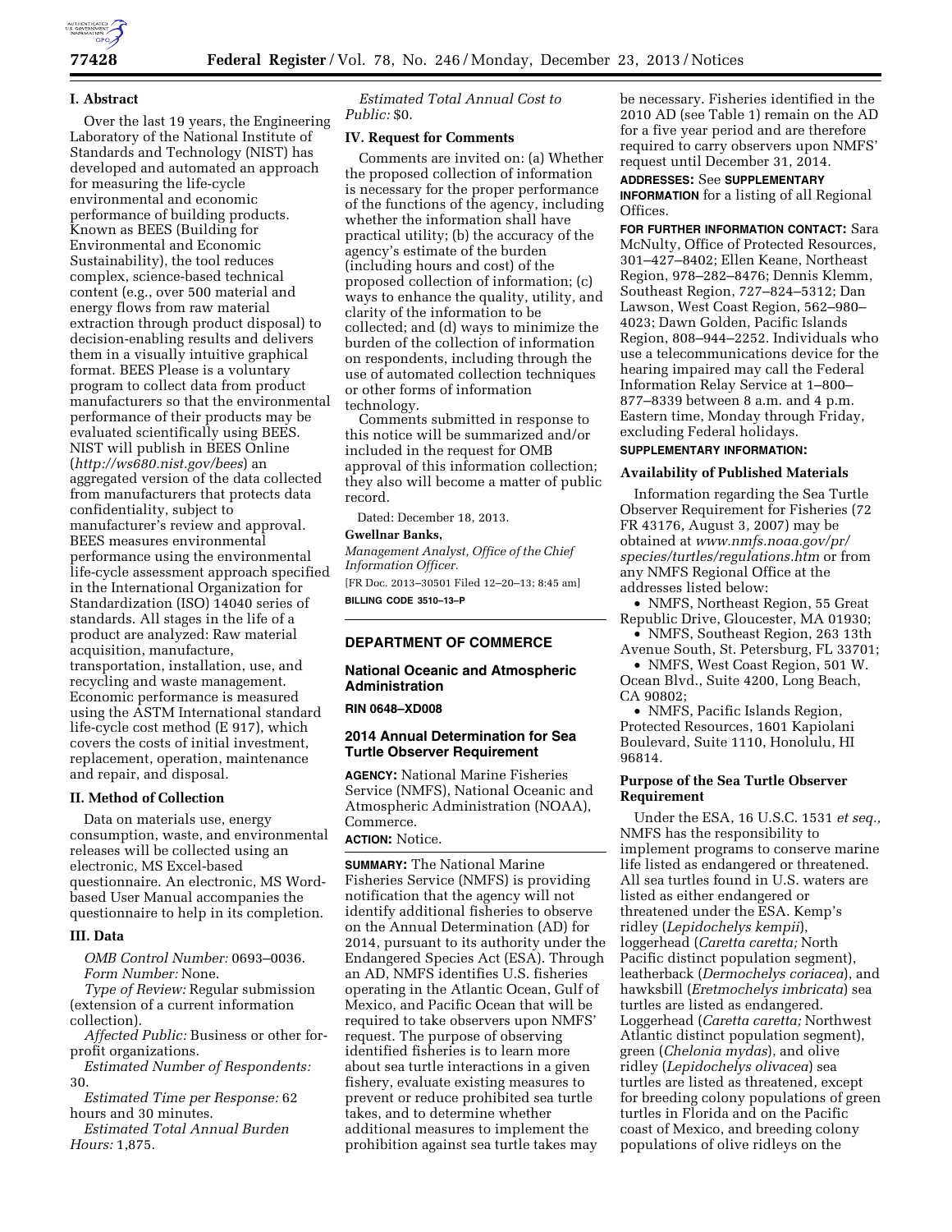## I. Abstract

Over the last 19 years, the Engineering Laboratory of the National Institute of Standards and Technology (NIST) has developed and automated an approach for measuring the life-cycle environmental and economic performance of building products. Known as BEES (Building for Environmental and Economic Sustainability), the tool reduces complex, science-based technical content (e.g., over 500 material and energy flows from raw material extraction through product disposal) to decision-enabling results and delivers them in a visually intuitive graphical format. BEES Please is a voluntary program to collect data from product manufacturers so that the environmental performance of their products may be evaluated scientifically using BEES. NIST will publish in BEES Online (*http://ws680.nist.gov/bees*) an aggregated version of the data collected from manufacturers that protects data confidentiality, subject to manufacturer's review and approval. BEES measures environmental performance using the environmental life-cycle assessment approach specified in the International Organization for Standardization (ISO) 14040 series of standards. All stages in the life of a product are analyzed: Raw material acquisition, manufacture, transportation, installation, use, and recycling and waste management. Economic performance is measured using the ASTM International standard life-cycle cost method (E 917), which covers the costs of initial investment, replacement, operation, maintenance and repair, and disposal.

## II. Method of Collection

Data on materials use, energy consumption, waste, and environmental releases will be collected using an electronic, MS Excel-based questionnaire. An electronic, MS Word-based User Manual accompanies the questionnaire to help in its completion.

## III. Data

*OMB Control Number:* 0693–0036.

*Form Number:* None.

*Type of Review:* Regular submission (extension of a current information collection).

*Affected Public:* Business or other for-profit organizations.

*Estimated Number of Respondents:* 30.

*Estimated Time per Response:* 62 hours and 30 minutes.

*Estimated Total Annual Burden Hours:* 1,875.

*Estimated Total Annual Cost to Public:* $0.

## IV. Request for Comments

Comments are invited on: (a) Whether the proposed collection of information is necessary for the proper performance of the functions of the agency, including whether the information shall have practical utility; (b) the accuracy of the agency's estimate of the burden (including hours and cost) of the proposed collection of information; (c) ways to enhance the quality, utility, and clarity of the information to be collected; and (d) ways to minimize the burden of the collection of information on respondents, including through the use of automated collection techniques or other forms of information technology.

Comments submitted in response to this notice will be summarized and/or included in the request for OMB approval of this information collection; they also will become a matter of public record.

Dated: December 18, 2013.

**Gwellnar Banks,**

*Management Analyst, Office of the Chief Information Officer.*

[FR Doc. 2013–30501 Filed 12–20–13; 8:45 am]

**BILLING CODE 3510–13–P**

---

# DEPARTMENT OF COMMERCE

## National Oceanic and Atmospheric Administration

**RIN 0648–XD008**

## 2014 Annual Determination for Sea Turtle Observer Requirement

**AGENCY:** National Marine Fisheries Service (NMFS), National Oceanic and Atmospheric Administration (NOAA), Commerce.

**ACTION:** Notice.

**SUMMARY:** The National Marine Fisheries Service (NMFS) is providing notification that the agency will not identify additional fisheries to observe on the Annual Determination (AD) for 2014, pursuant to its authority under the Endangered Species Act (ESA). Through an AD, NMFS identifies U.S. fisheries operating in the Atlantic Ocean, Gulf of Mexico, and Pacific Ocean that will be required to take observers upon NMFS' request. The purpose of observing identified fisheries is to learn more about sea turtle interactions in a given fishery, evaluate existing measures to prevent or reduce prohibited sea turtle takes, and to determine whether additional measures to implement the prohibition against sea turtle takes may be necessary. Fisheries identified in the 2010 AD (see Table 1) remain on the AD for a five year period and are therefore required to carry observers upon NMFS' request until December 31, 2014.

**ADDRESSES:** See **SUPPLEMENTARY INFORMATION** for a listing of all Regional Offices.

**FOR FURTHER INFORMATION CONTACT:** Sara McNulty, Office of Protected Resources, 301–427–8402; Ellen Keane, Northeast Region, 978–282–8476; Dennis Klemm, Southeast Region, 727–824–5312; Dan Lawson, West Coast Region, 562–980–4023; Dawn Golden, Pacific Islands Region, 808–944–2252. Individuals who use a telecommunications device for the hearing impaired may call the Federal Information Relay Service at 1–800–877–8339 between 8 a.m. and 4 p.m. Eastern time, Monday through Friday, excluding Federal holidays.

**SUPPLEMENTARY INFORMATION:**

### Availability of Published Materials

Information regarding the Sea Turtle Observer Requirement for Fisheries (72 FR 43176, August 3, 2007) may be obtained at *www.nmfs.noaa.gov/pr/species/turtles/regulations.htm* or from any NMFS Regional Office at the addresses listed below:

- NMFS, Northeast Region, 55 Great Republic Drive, Gloucester, MA 01930;
- NMFS, Southeast Region, 263 13th Avenue South, St. Petersburg, FL 33701;
- NMFS, West Coast Region, 501 W. Ocean Blvd., Suite 4200, Long Beach, CA 90802;
- NMFS, Pacific Islands Region, Protected Resources, 1601 Kapiolani Boulevard, Suite 1110, Honolulu, HI 96814.

### Purpose of the Sea Turtle Observer Requirement

Under the ESA, 16 U.S.C. 1531 *et seq.,* NMFS has the responsibility to implement programs to conserve marine life listed as endangered or threatened. All sea turtles found in U.S. waters are listed as either endangered or threatened under the ESA. Kemp's ridley (*Lepidochelys kempii*), loggerhead (*Caretta caretta;* North Pacific distinct population segment), leatherback (*Dermochelys coriacea*), and hawksbill (*Eretmochelys imbricata*) sea turtles are listed as endangered. Loggerhead (*Caretta caretta;* Northwest Atlantic distinct population segment), green (*Chelonia mydas*), and olive ridley (*Lepidochelys olivacea*) sea turtles are listed as threatened, except for breeding colony populations of green turtles in Florida and on the Pacific coast of Mexico, and breeding colony populations of olive ridleys on the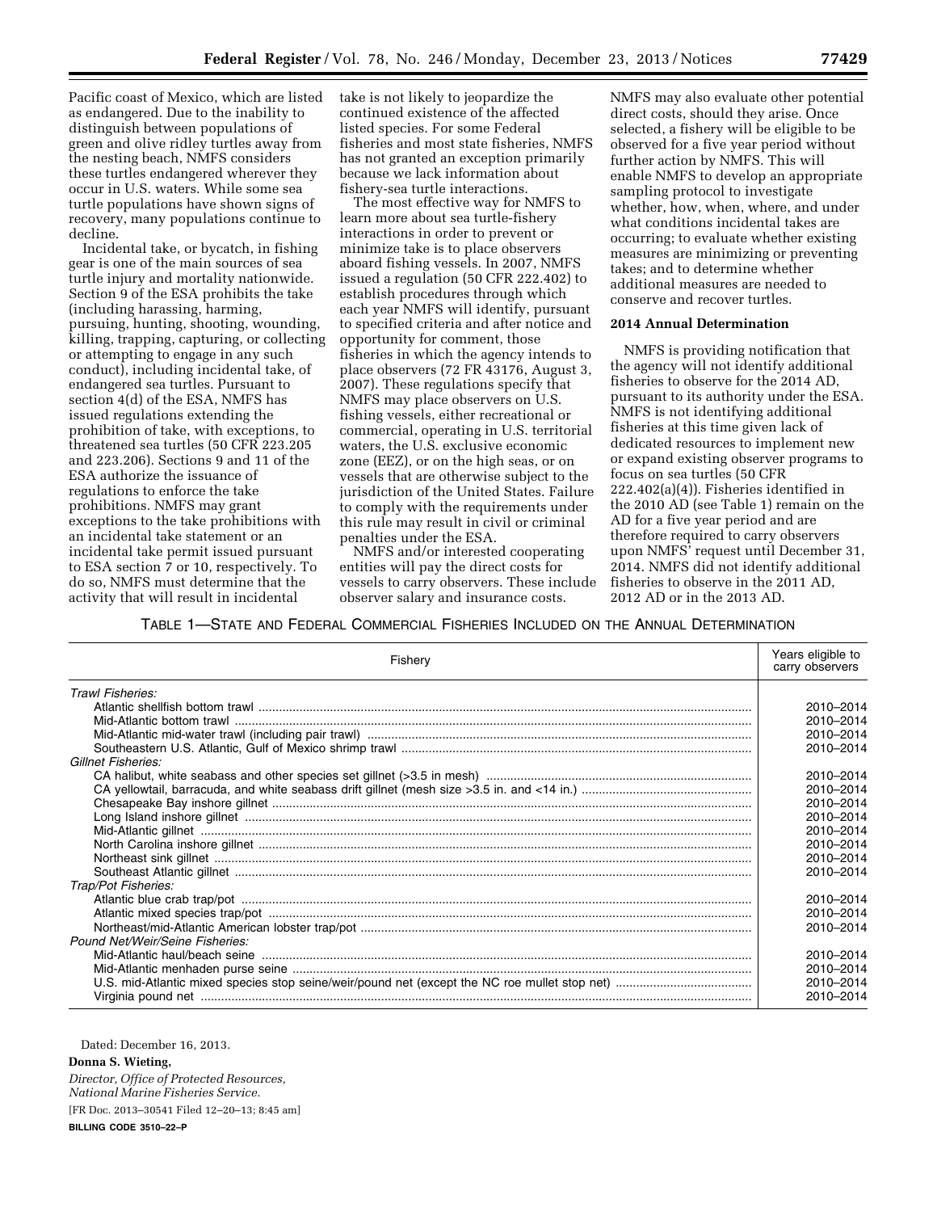Pacific coast of Mexico, which are listed as endangered. Due to the inability to distinguish between populations of green and olive ridley turtles away from the nesting beach, NMFS considers these turtles endangered wherever they occur in U.S. waters. While some sea turtle populations have shown signs of recovery, many populations continue to decline.

Incidental take, or bycatch, in fishing gear is one of the main sources of sea turtle injury and mortality nationwide. Section 9 of the ESA prohibits the take (including harassing, harming, pursuing, hunting, shooting, wounding, killing, trapping, capturing, or collecting or attempting to engage in any such conduct), including incidental take, of endangered sea turtles. Pursuant to section 4(d) of the ESA, NMFS has issued regulations extending the prohibition of take, with exceptions, to threatened sea turtles (50 CFR 223.205 and 223.206). Sections 9 and 11 of the ESA authorize the issuance of regulations to enforce the take prohibitions. NMFS may grant exceptions to the take prohibitions with an incidental take statement or an incidental take permit issued pursuant to ESA section 7 or 10, respectively. To do so, NMFS must determine that the activity that will result in incidental take is not likely to jeopardize the continued existence of the affected listed species. For some Federal fisheries and most state fisheries, NMFS has not granted an exception primarily because we lack information about fishery-sea turtle interactions.

The most effective way for NMFS to learn more about sea turtle-fishery interactions in order to prevent or minimize take is to place observers aboard fishing vessels. In 2007, NMFS issued a regulation (50 CFR 222.402) to establish procedures through which each year NMFS will identify, pursuant to specified criteria and after notice and opportunity for comment, those fisheries in which the agency intends to place observers (72 FR 43176, August 3, 2007). These regulations specify that NMFS may place observers on U.S. fishing vessels, either recreational or commercial, operating in U.S. territorial waters, the U.S. exclusive economic zone (EEZ), or on the high seas, or on vessels that are otherwise subject to the jurisdiction of the United States. Failure to comply with the requirements under this rule may result in civil or criminal penalties under the ESA.

NMFS and/or interested cooperating entities will pay the direct costs for vessels to carry observers. These include observer salary and insurance costs. NMFS may also evaluate other potential direct costs, should they arise. Once selected, a fishery will be eligible to be observed for a five year period without further action by NMFS. This will enable NMFS to develop an appropriate sampling protocol to investigate whether, how, when, where, and under what conditions incidental takes are occurring; to evaluate whether existing measures are minimizing or preventing takes; and to determine whether additional measures are needed to conserve and recover turtles.

**2014 Annual Determination**

NMFS is providing notification that the agency will not identify additional fisheries to observe for the 2014 AD, pursuant to its authority under the ESA. NMFS is not identifying additional fisheries at this time given lack of dedicated resources to implement new or expand existing observer programs to focus on sea turtles (50 CFR 222.402(a)(4)). Fisheries identified in the 2010 AD (see Table 1) remain on the AD for a five year period and are therefore required to carry observers upon NMFS' request until December 31, 2014. NMFS did not identify additional fisheries to observe in the 2011 AD, 2012 AD or in the 2013 AD.

TABLE 1—STATE AND FEDERAL COMMERCIAL FISHERIES INCLUDED ON THE ANNUAL DETERMINATION

| Fishery | Years eligible to carry observers |
|---|---|
| *Trawl Fisheries:* | |
| Atlantic shellfish bottom trawl | 2010–2014 |
| Mid-Atlantic bottom trawl | 2010–2014 |
| Mid-Atlantic mid-water trawl (including pair trawl) | 2010–2014 |
| Southeastern U.S. Atlantic, Gulf of Mexico shrimp trawl | 2010–2014 |
| *Gillnet Fisheries:* | |
| CA halibut, white seabass and other species set gillnet (>3.5 in mesh) | 2010–2014 |
| CA yellowtail, barracuda, and white seabass drift gillnet (mesh size >3.5 in. and <14 in.) | 2010–2014 |
| Chesapeake Bay inshore gillnet | 2010–2014 |
| Long Island inshore gillnet | 2010–2014 |
| Mid-Atlantic gillnet | 2010–2014 |
| North Carolina inshore gillnet | 2010–2014 |
| Northeast sink gillnet | 2010–2014 |
| Southeast Atlantic gillnet | 2010–2014 |
| *Trap/Pot Fisheries:* | |
| Atlantic blue crab trap/pot | 2010–2014 |
| Atlantic mixed species trap/pot | 2010–2014 |
| Northeast/mid-Atlantic American lobster trap/pot | 2010–2014 |
| *Pound Net/Weir/Seine Fisheries:* | |
| Mid-Atlantic haul/beach seine | 2010–2014 |
| Mid-Atlantic menhaden purse seine | 2010–2014 |
| U.S. mid-Atlantic mixed species stop seine/weir/pound net (except the NC roe mullet stop net) | 2010–2014 |
| Virginia pound net | 2010–2014 |

Dated: December 16, 2013.

**Donna S. Wieting,**

*Director, Office of Protected Resources, National Marine Fisheries Service.*

[FR Doc. 2013–30541 Filed 12–20–13; 8:45 am]

**BILLING CODE 3510–22–P**